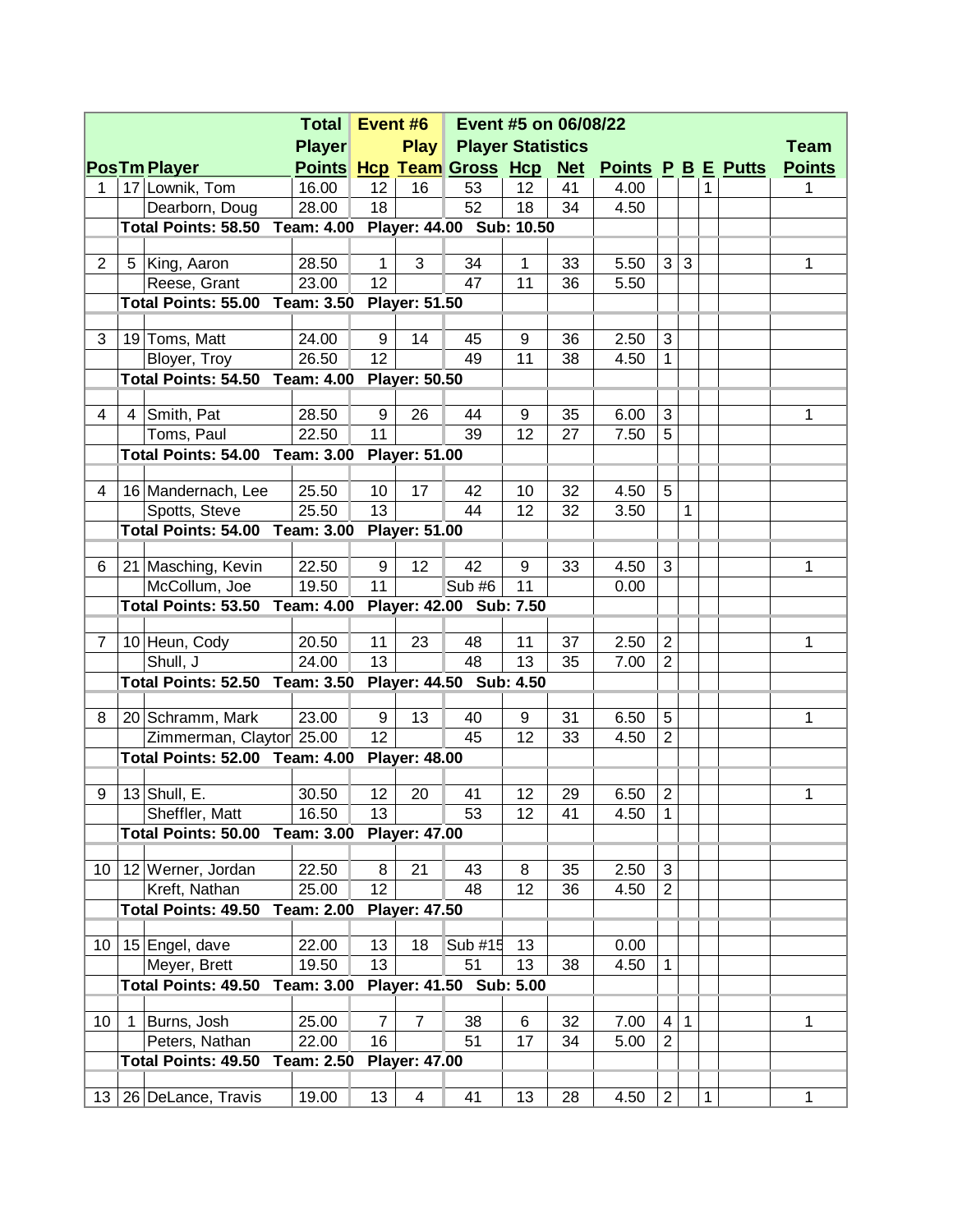| Pos | Tm | Player | Total Player Points | Event #6 Hcp | Play Team | Event #5 on 06/08/22 Player Statistics Gross | Hcp | Net | Points | P | B | E | Putts | Team Points |
|---|---|---|---|---|---|---|---|---|---|---|---|---|---|---|
| 1 | 17 | Lownik, Tom | 16.00 | 12 | 16 | 53 | 12 | 41 | 4.00 | | | 1 | | 1 |
| | | Dearborn, Doug | 28.00 | 18 | | 52 | 18 | 34 | 4.50 | | | | | |
| | | **Total Points: 58.50** | **Team: 4.00** | **Player: 44.00** | | **Sub: 10.50** | | | | | | | | |
| | | | | | | | | | | | | | | |
| 2 | 5 | King, Aaron | 28.50 | 1 | 3 | 34 | 1 | 33 | 5.50 | 3 | 3 | | | 1 |
| | | Reese, Grant | 23.00 | 12 | | 47 | 11 | 36 | 5.50 | | | | | |
| | | **Total Points: 55.00** | **Team: 3.50** | **Player: 51.50** | | | | | | | | | | |
| | | | | | | | | | | | | | | |
| 3 | 19 | Toms, Matt | 24.00 | 9 | 14 | 45 | 9 | 36 | 2.50 | 3 | | | | |
| | | Bloyer, Troy | 26.50 | 12 | | 49 | 11 | 38 | 4.50 | 1 | | | | |
| | | **Total Points: 54.50** | **Team: 4.00** | **Player: 50.50** | | | | | | | | | | |
| | | | | | | | | | | | | | | |
| 4 | 4 | Smith, Pat | 28.50 | 9 | 26 | 44 | 9 | 35 | 6.00 | 3 | | | | 1 |
| | | Toms, Paul | 22.50 | 11 | | 39 | 12 | 27 | 7.50 | 5 | | | | |
| | | **Total Points: 54.00** | **Team: 3.00** | **Player: 51.00** | | | | | | | | | | |
| | | | | | | | | | | | | | | |
| 4 | 16 | Mandernach, Lee | 25.50 | 10 | 17 | 42 | 10 | 32 | 4.50 | 5 | | | | |
| | | Spotts, Steve | 25.50 | 13 | | 44 | 12 | 32 | 3.50 | | 1 | | | |
| | | **Total Points: 54.00** | **Team: 3.00** | **Player: 51.00** | | | | | | | | | | |
| | | | | | | | | | | | | | | |
| 6 | 21 | Masching, Kevin | 22.50 | 9 | 12 | 42 | 9 | 33 | 4.50 | 3 | | | | 1 |
| | | McCollum, Joe | 19.50 | 11 | | Sub #6 | 11 | | 0.00 | | | | | |
| | | **Total Points: 53.50** | **Team: 4.00** | **Player: 42.00** | | **Sub: 7.50** | | | | | | | | |
| | | | | | | | | | | | | | | |
| 7 | 10 | Heun, Cody | 20.50 | 11 | 23 | 48 | 11 | 37 | 2.50 | 2 | | | | 1 |
| | | Shull, J | 24.00 | 13 | | 48 | 13 | 35 | 7.00 | 2 | | | | |
| | | **Total Points: 52.50** | **Team: 3.50** | **Player: 44.50** | | **Sub: 4.50** | | | | | | | | |
| | | | | | | | | | | | | | | |
| 8 | 20 | Schramm, Mark | 23.00 | 9 | 13 | 40 | 9 | 31 | 6.50 | 5 | | | | 1 |
| | | Zimmerman, Claytor | 25.00 | 12 | | 45 | 12 | 33 | 4.50 | 2 | | | | |
| | | **Total Points: 52.00** | **Team: 4.00** | **Player: 48.00** | | | | | | | | | | |
| | | | | | | | | | | | | | | |
| 9 | 13 | Shull, E. | 30.50 | 12 | 20 | 41 | 12 | 29 | 6.50 | 2 | | | | 1 |
| | | Sheffler, Matt | 16.50 | 13 | | 53 | 12 | 41 | 4.50 | 1 | | | | |
| | | **Total Points: 50.00** | **Team: 3.00** | **Player: 47.00** | | | | | | | | | | |
| | | | | | | | | | | | | | | |
| 10 | 12 | Werner, Jordan | 22.50 | 8 | 21 | 43 | 8 | 35 | 2.50 | 3 | | | | |
| | | Kreft, Nathan | 25.00 | 12 | | 48 | 12 | 36 | 4.50 | 2 | | | | |
| | | **Total Points: 49.50** | **Team: 2.00** | **Player: 47.50** | | | | | | | | | | |
| | | | | | | | | | | | | | | |
| 10 | 15 | Engel, dave | 22.00 | 13 | 18 | Sub #15 | 13 | | 0.00 | | | | | |
| | | Meyer, Brett | 19.50 | 13 | | 51 | 13 | 38 | 4.50 | 1 | | | | |
| | | **Total Points: 49.50** | **Team: 3.00** | **Player: 41.50** | | **Sub: 5.00** | | | | | | | | |
| | | | | | | | | | | | | | | |
| 10 | 1 | Burns, Josh | 25.00 | 7 | 7 | 38 | 6 | 32 | 7.00 | 4 | 1 | | | 1 |
| | | Peters, Nathan | 22.00 | 16 | | 51 | 17 | 34 | 5.00 | 2 | | | | |
| | | **Total Points: 49.50** | **Team: 2.50** | **Player: 47.00** | | | | | | | | | | |
| | | | | | | | | | | | | | | |
| 13 | 26 | DeLance, Travis | 19.00 | 13 | 4 | 41 | 13 | 28 | 4.50 | 2 | | 1 | | 1 |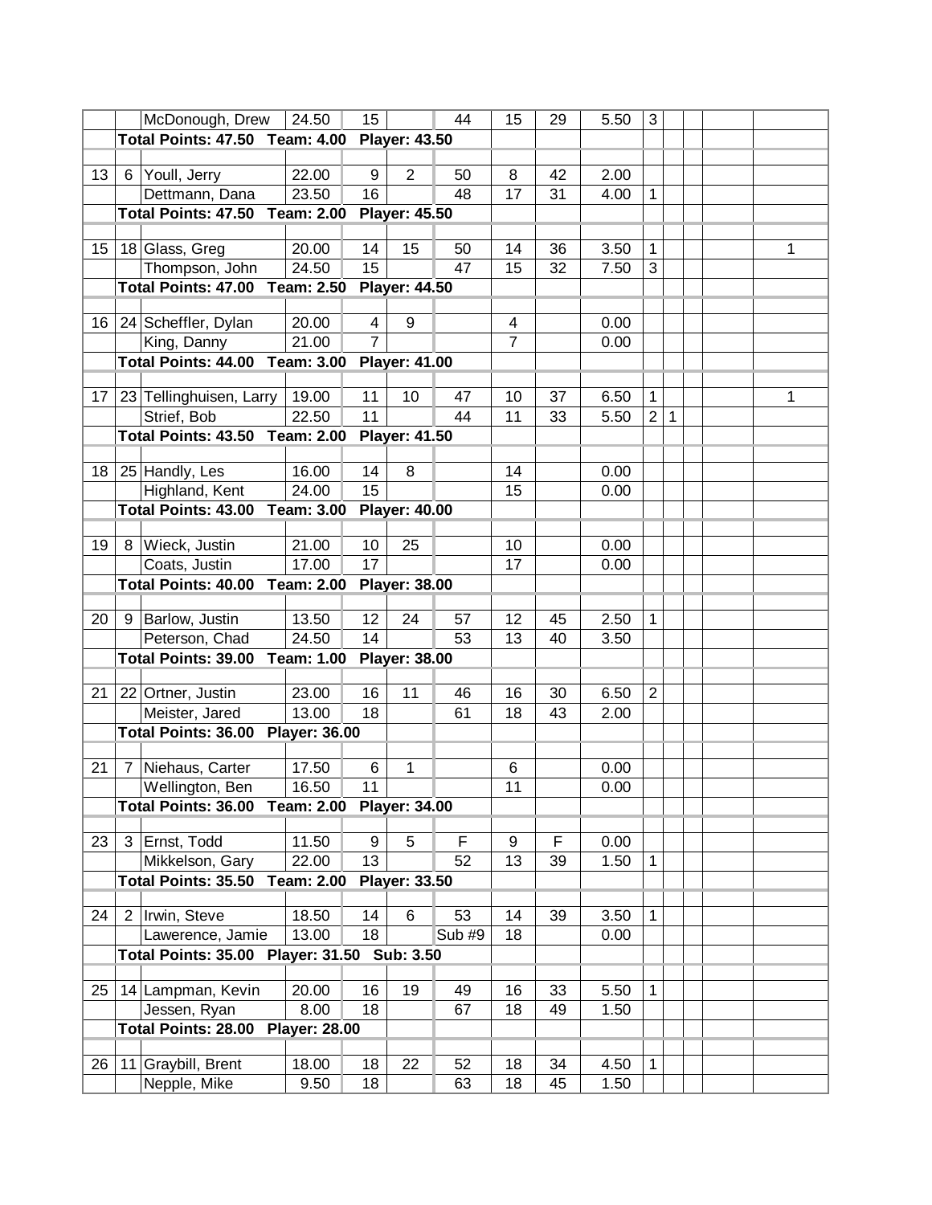| | | | | | | | | | | | | | |
|---|---|---|---|---|---|---|---|---|---|---|---|---|---|
| | | McDonough, Drew | 24.50 | 15 | | 44 | 15 | 29 | 5.50 | 3 | | | |
| | | Total Points: 47.50 Team: 4.00 Player: 43.50 | | | | | | | | | | | |
| | | | | | | | | | | | | | |
| 13 | 6 | Youll, Jerry | 22.00 | 9 | 2 | 50 | 8 | 42 | 2.00 | | | | |
| | | Dettmann, Dana | 23.50 | 16 | | 48 | 17 | 31 | 4.00 | 1 | | | |
| | | Total Points: 47.50 Team: 2.00 Player: 45.50 | | | | | | | | | | | |
| | | | | | | | | | | | | | |
| 15 | 18 | Glass, Greg | 20.00 | 14 | 15 | 50 | 14 | 36 | 3.50 | 1 | | | 1 |
| | | Thompson, John | 24.50 | 15 | | 47 | 15 | 32 | 7.50 | 3 | | | |
| | | Total Points: 47.00 Team: 2.50 Player: 44.50 | | | | | | | | | | | |
| | | | | | | | | | | | | | |
| 16 | 24 | Scheffler, Dylan | 20.00 | 4 | 9 | | 4 | | 0.00 | | | | |
| | | King, Danny | 21.00 | 7 | | | 7 | | 0.00 | | | | |
| | | Total Points: 44.00 Team: 3.00 Player: 41.00 | | | | | | | | | | | |
| | | | | | | | | | | | | | |
| 17 | 23 | Tellinghuisen, Larry | 19.00 | 11 | 10 | 47 | 10 | 37 | 6.50 | 1 | | | 1 |
| | | Strief, Bob | 22.50 | 11 | | 44 | 11 | 33 | 5.50 | 2 | 1 | | |
| | | Total Points: 43.50 Team: 2.00 Player: 41.50 | | | | | | | | | | | |
| | | | | | | | | | | | | | |
| 18 | 25 | Handly, Les | 16.00 | 14 | 8 | | 14 | | 0.00 | | | | |
| | | Highland, Kent | 24.00 | 15 | | | 15 | | 0.00 | | | | |
| | | Total Points: 43.00 Team: 3.00 Player: 40.00 | | | | | | | | | | | |
| | | | | | | | | | | | | | |
| 19 | 8 | Wieck, Justin | 21.00 | 10 | 25 | | 10 | | 0.00 | | | | |
| | | Coats, Justin | 17.00 | 17 | | | 17 | | 0.00 | | | | |
| | | Total Points: 40.00 Team: 2.00 Player: 38.00 | | | | | | | | | | | |
| | | | | | | | | | | | | | |
| 20 | 9 | Barlow, Justin | 13.50 | 12 | 24 | 57 | 12 | 45 | 2.50 | 1 | | | |
| | | Peterson, Chad | 24.50 | 14 | | 53 | 13 | 40 | 3.50 | | | | |
| | | Total Points: 39.00 Team: 1.00 Player: 38.00 | | | | | | | | | | | |
| | | | | | | | | | | | | | |
| 21 | 22 | Ortner, Justin | 23.00 | 16 | 11 | 46 | 16 | 30 | 6.50 | 2 | | | |
| | | Meister, Jared | 13.00 | 18 | | 61 | 18 | 43 | 2.00 | | | | |
| | | Total Points: 36.00 Player: 36.00 | | | | | | | | | | | |
| | | | | | | | | | | | | | |
| 21 | 7 | Niehaus, Carter | 17.50 | 6 | 1 | | 6 | | 0.00 | | | | |
| | | Wellington, Ben | 16.50 | 11 | | | 11 | | 0.00 | | | | |
| | | Total Points: 36.00 Team: 2.00 Player: 34.00 | | | | | | | | | | | |
| | | | | | | | | | | | | | |
| 23 | 3 | Ernst, Todd | 11.50 | 9 | 5 | F | 9 | F | 0.00 | | | | |
| | | Mikkelson, Gary | 22.00 | 13 | | 52 | 13 | 39 | 1.50 | 1 | | | |
| | | Total Points: 35.50 Team: 2.00 Player: 33.50 | | | | | | | | | | | |
| | | | | | | | | | | | | | |
| 24 | 2 | Irwin, Steve | 18.50 | 14 | 6 | 53 | 14 | 39 | 3.50 | 1 | | | |
| | | Lawerence, Jamie | 13.00 | 18 | | Sub #9 | 18 | | 0.00 | | | | |
| | | Total Points: 35.00 Player: 31.50 Sub: 3.50 | | | | | | | | | | | |
| | | | | | | | | | | | | | |
| 25 | 14 | Lampman, Kevin | 20.00 | 16 | 19 | 49 | 16 | 33 | 5.50 | 1 | | | |
| | | Jessen, Ryan | 8.00 | 18 | | 67 | 18 | 49 | 1.50 | | | | |
| | | Total Points: 28.00 Player: 28.00 | | | | | | | | | | | |
| | | | | | | | | | | | | | |
| 26 | 11 | Graybill, Brent | 18.00 | 18 | 22 | 52 | 18 | 34 | 4.50 | 1 | | | |
| | | Nepple, Mike | 9.50 | 18 | | 63 | 18 | 45 | 1.50 | | | | |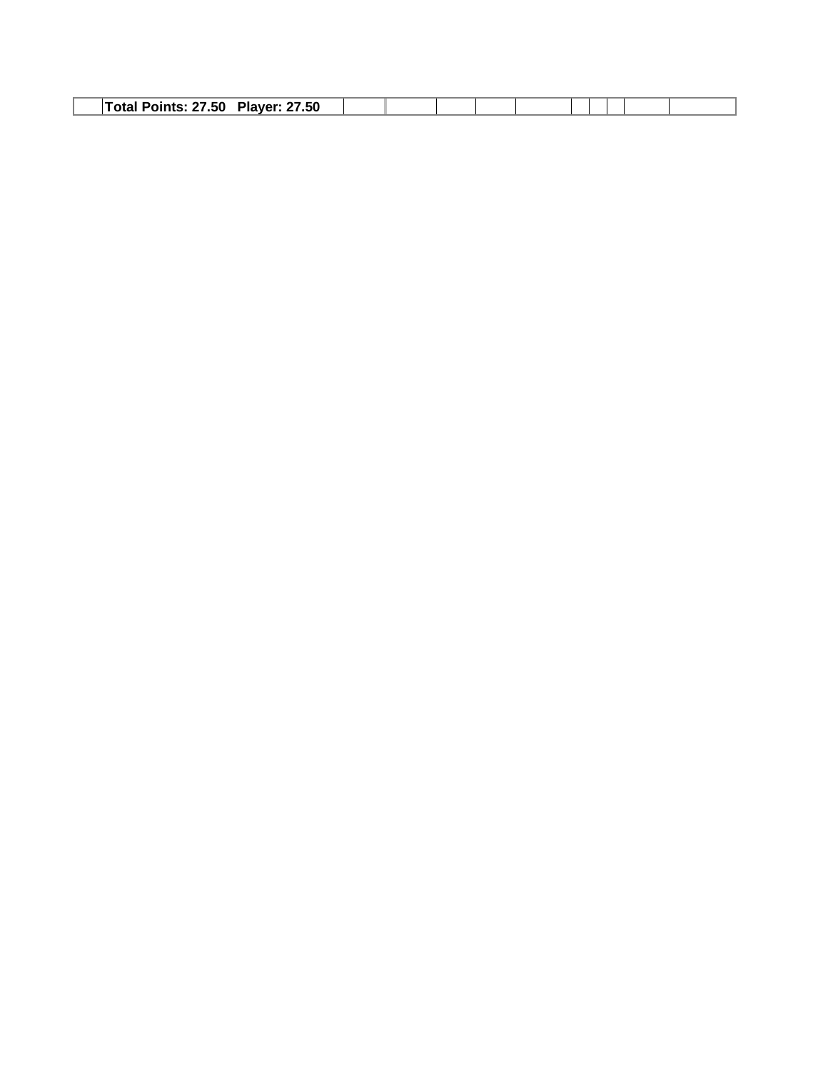| | | | | | | | | | | | |
|---|---|---|---|---|---|---|---|---|---|---|---|
| | **Total Points: 27.50 Player: 27.50** | | | | | | | | | | |